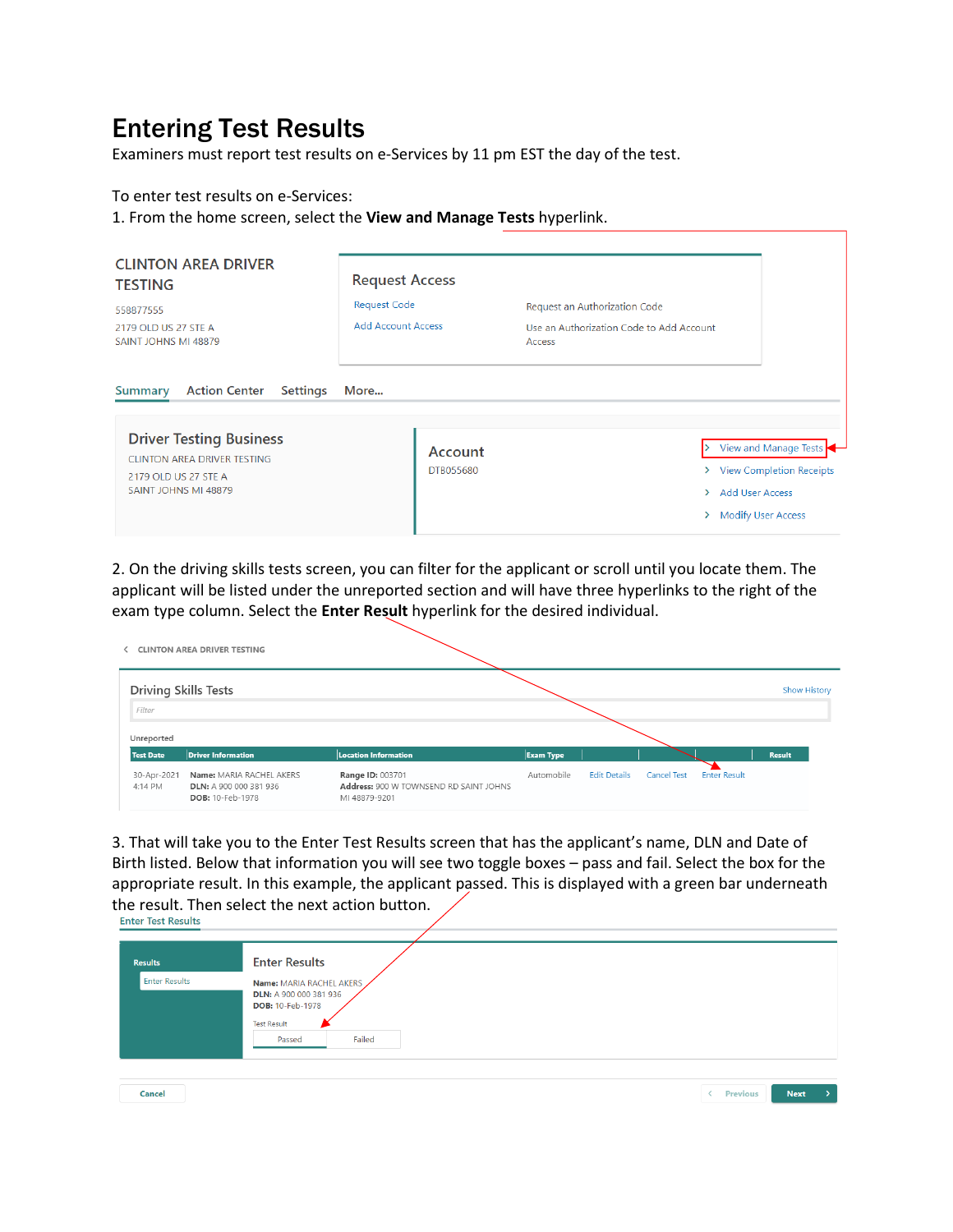# Entering Test Results

Examiners must report test results on e-Services by 11 pm EST the day of the test.

To enter test results on e-Services:

1. From the home screen, select the **View and Manage Tests** hyperlink.

CLINTON AREA DRIVER TESTING

558877555

2179 OLD US 27 STE A

SAINT JOHNS MI 48879

Request Access

Request Code — Request an Authorization Code

Add Account Access — Use an Authorization Code to Add Account Access

Summary Action Center Settings More...

Driver Testing Business

CLINTON AREA DRIVER TESTING

2179 OLD US 27 STE A

SAINT JOHNS MI 48879

Account

DTB055680

- View and Manage Tests
- View Completion Receipts
- Add User Access
- Modify User Access

2. On the driving skills tests screen, you can filter for the applicant or scroll until you locate them. The applicant will be listed under the unreported section and will have three hyperlinks to the right of the exam type column. Select the **Enter Result** hyperlink for the desired individual.

CLINTON AREA DRIVER TESTING

Driving Skills Tests — Show History

Filter

Unreported

| Test Date | Driver Information | Location Information | Exam Type | | | | Result |
|---|---|---|---|---|---|---|---|
| 30-Apr-2021 4:14 PM | **Name:** MARIA RACHEL AKERS **DLN:** A 900 000 381 936 **DOB:** 10-Feb-1978 | **Range ID:** 003701 **Address:** 900 W TOWNSEND RD SAINT JOHNS MI 48879-9201 | Automobile | Edit Details | Cancel Test | Enter Result | |

3. That will take you to the Enter Test Results screen that has the applicant's name, DLN and Date of Birth listed. Below that information you will see two toggle boxes – pass and fail. Select the box for the appropriate result. In this example, the applicant passed. This is displayed with a green bar underneath the result. Then select the next action button.

Enter Test Results

Results — Enter Results

Enter Results

**Name:** MARIA RACHEL AKERS

**DLN:** A 900 000 381 936

**DOB:** 10-Feb-1978

Test Result

Passed | Failed

Cancel — Previous — Next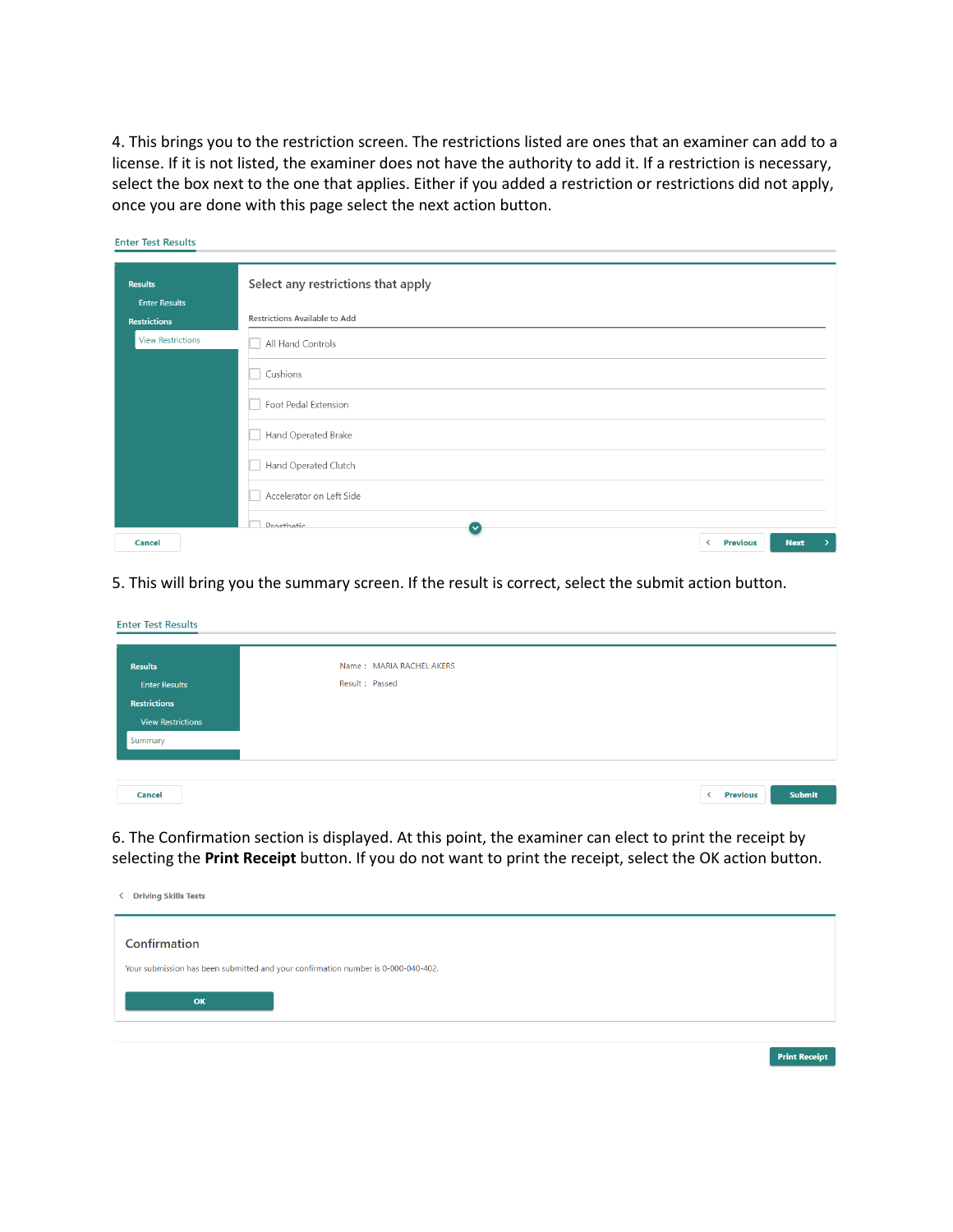4. This brings you to the restriction screen. The restrictions listed are ones that an examiner can add to a license. If it is not listed, the examiner does not have the authority to add it. If a restriction is necessary, select the box next to the one that applies. Either if you added a restriction or restrictions did not apply, once you are done with this page select the next action button.

Enter Test Results

Results
Enter Results
Restrictions
View Restrictions

Select any restrictions that apply

Restrictions Available to Add

- [ ] All Hand Controls
- [ ] Cushions
- [ ] Foot Pedal Extension
- [ ] Hand Operated Brake
- [ ] Hand Operated Clutch
- [ ] Accelerator on Left Side
- [ ] Prosthetic

Cancel | Previous | Next

5. This will bring you the summary screen. If the result is correct, select the submit action button.

Enter Test Results

Results
Enter Results
Restrictions
View Restrictions
Summary

Name : MARIA RACHEL AKERS
Result : Passed

Cancel | Previous | Submit

6. The Confirmation section is displayed. At this point, the examiner can elect to print the receipt by selecting the **Print Receipt** button. If you do not want to print the receipt, select the OK action button.

Driving Skills Tests

Confirmation

Your submission has been submitted and your confirmation number is 0-000-040-402.

OK

Print Receipt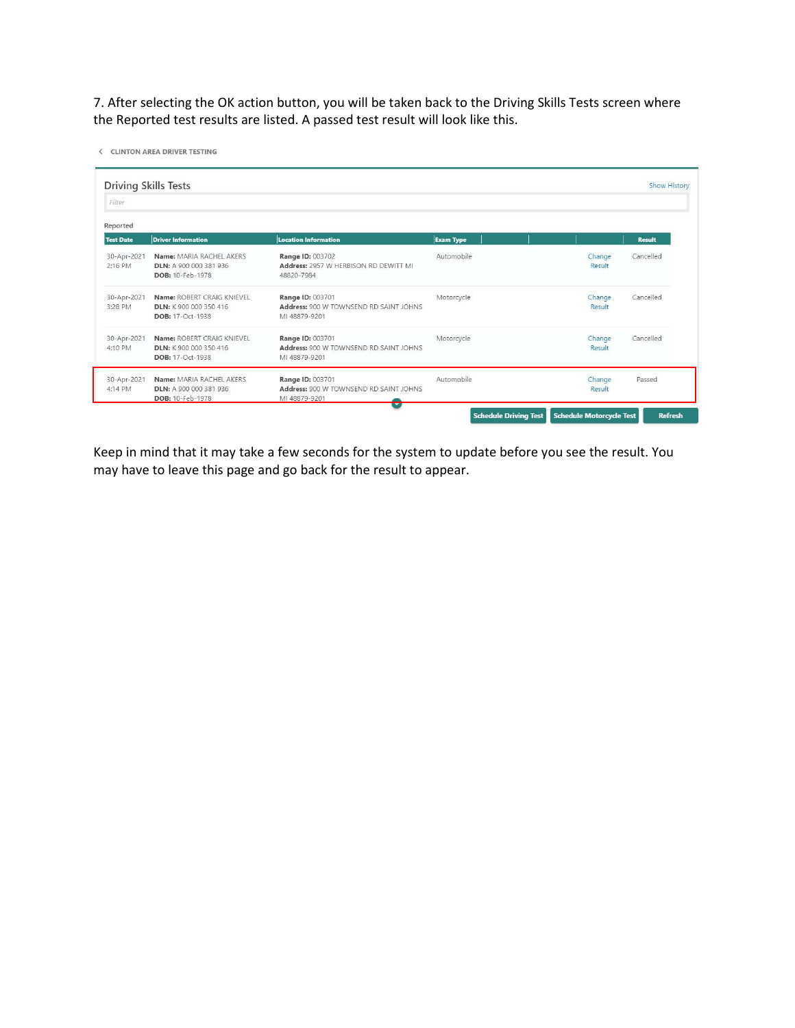7. After selecting the OK action button, you will be taken back to the Driving Skills Tests screen where the Reported test results are listed. A passed test result will look like this.

< CLINTON AREA DRIVER TESTING

Driving Skills Tests

Show History

Filter

Reported

| Test Date | Driver Information | Location Information | Exam Type | | | | Result |
|---|---|---|---|---|---|---|---|
| 30-Apr-2021 2:16 PM | **Name:** MARIA RACHEL AKERS **DLN:** A 900 000 381 936 **DOB:** 10-Feb-1978 | **Range ID:** 003702 **Address:** 2957 W HERBISON RD DEWITT MI 48820-7984 | Automobile | | | Change Result | Cancelled |
| 30-Apr-2021 3:28 PM | **Name:** ROBERT CRAIG KNIEVEL **DLN:** K 900 000 350 416 **DOB:** 17-Oct-1938 | **Range ID:** 003701 **Address:** 900 W TOWNSEND RD SAINT JOHNS MI 48879-9201 | Motorcycle | | | Change Result | Cancelled |
| 30-Apr-2021 4:10 PM | **Name:** ROBERT CRAIG KNIEVEL **DLN:** K 900 000 350 416 **DOB:** 17-Oct-1938 | **Range ID:** 003701 **Address:** 900 W TOWNSEND RD SAINT JOHNS MI 48879-9201 | Motorcycle | | | Change Result | Cancelled |
| 30-Apr-2021 4:14 PM | **Name:** MARIA RACHEL AKERS **DLN:** A 900 000 381 936 **DOB:** 10-Feb-1978 | **Range ID:** 003701 **Address:** 900 W TOWNSEND RD SAINT JOHNS MI 48879-9201 | Automobile | | | Change Result | Passed |

Schedule Driving Test | Schedule Motorcycle Test | Refresh

Keep in mind that it may take a few seconds for the system to update before you see the result. You may have to leave this page and go back for the result to appear.